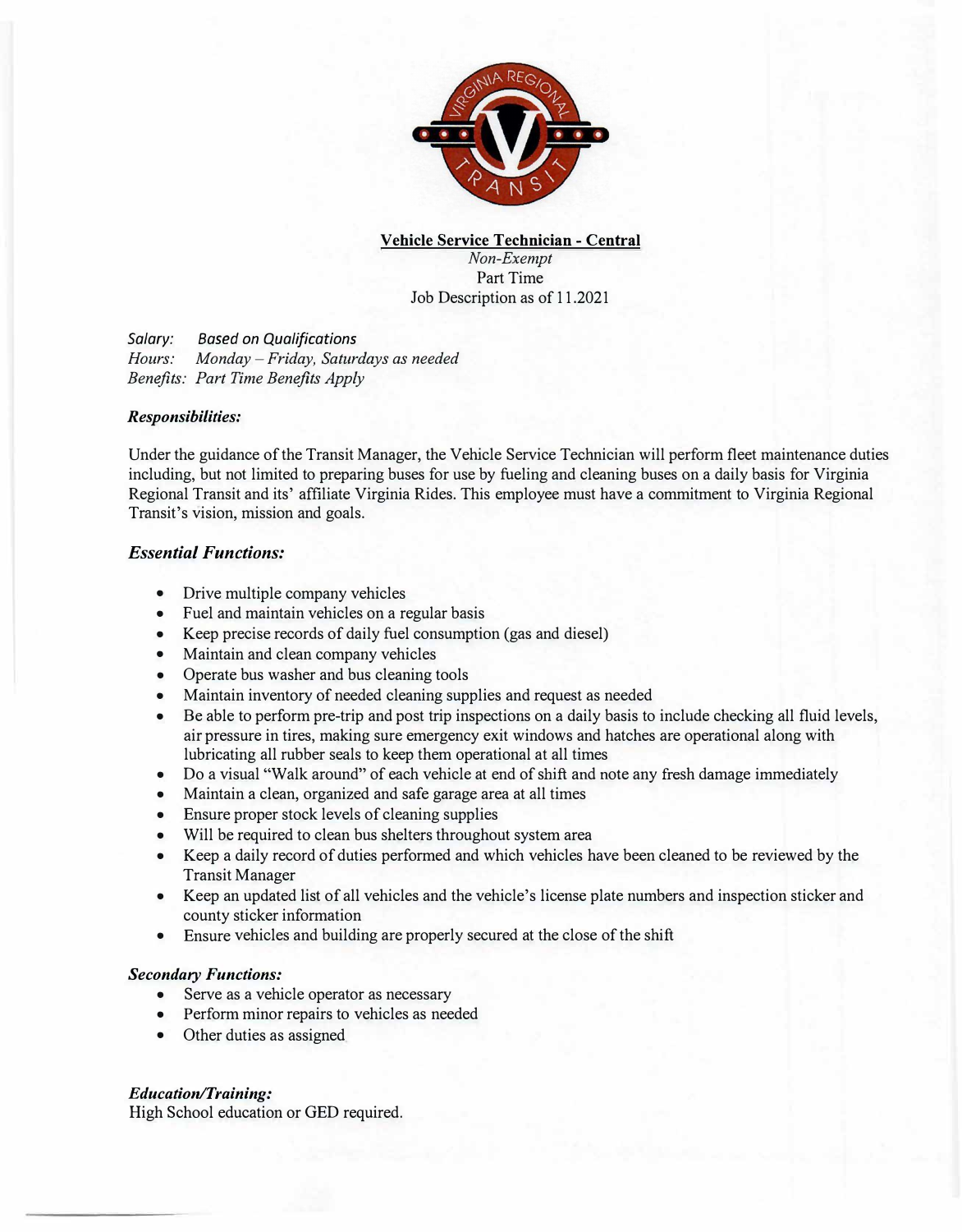**Vehicle Service Technician - Central**

*Non-Exempt*

Part Time

Job Description as of 11.2021

*Salary:* *Based on Qualifications*
*Hours:* *Monday – Friday, Saturdays as needed*
*Benefits:* *Part Time Benefits Apply*

### *Responsibilities:*

Under the guidance of the Transit Manager, the Vehicle Service Technician will perform fleet maintenance duties including, but not limited to preparing buses for use by fueling and cleaning buses on a daily basis for Virginia Regional Transit and its' affiliate Virginia Rides. This employee must have a commitment to Virginia Regional Transit's vision, mission and goals.

## *Essential Functions:*

- Drive multiple company vehicles
- Fuel and maintain vehicles on a regular basis
- Keep precise records of daily fuel consumption (gas and diesel)
- Maintain and clean company vehicles
- Operate bus washer and bus cleaning tools
- Maintain inventory of needed cleaning supplies and request as needed
- Be able to perform pre-trip and post trip inspections on a daily basis to include checking all fluid levels, air pressure in tires, making sure emergency exit windows and hatches are operational along with lubricating all rubber seals to keep them operational at all times
- Do a visual "Walk around" of each vehicle at end of shift and note any fresh damage immediately
- Maintain a clean, organized and safe garage area at all times
- Ensure proper stock levels of cleaning supplies
- Will be required to clean bus shelters throughout system area
- Keep a daily record of duties performed and which vehicles have been cleaned to be reviewed by the Transit Manager
- Keep an updated list of all vehicles and the vehicle's license plate numbers and inspection sticker and county sticker information
- Ensure vehicles and building are properly secured at the close of the shift

### *Secondary Functions:*

- Serve as a vehicle operator as necessary
- Perform minor repairs to vehicles as needed
- Other duties as assigned

### *Education/Training:*

High School education or GED required.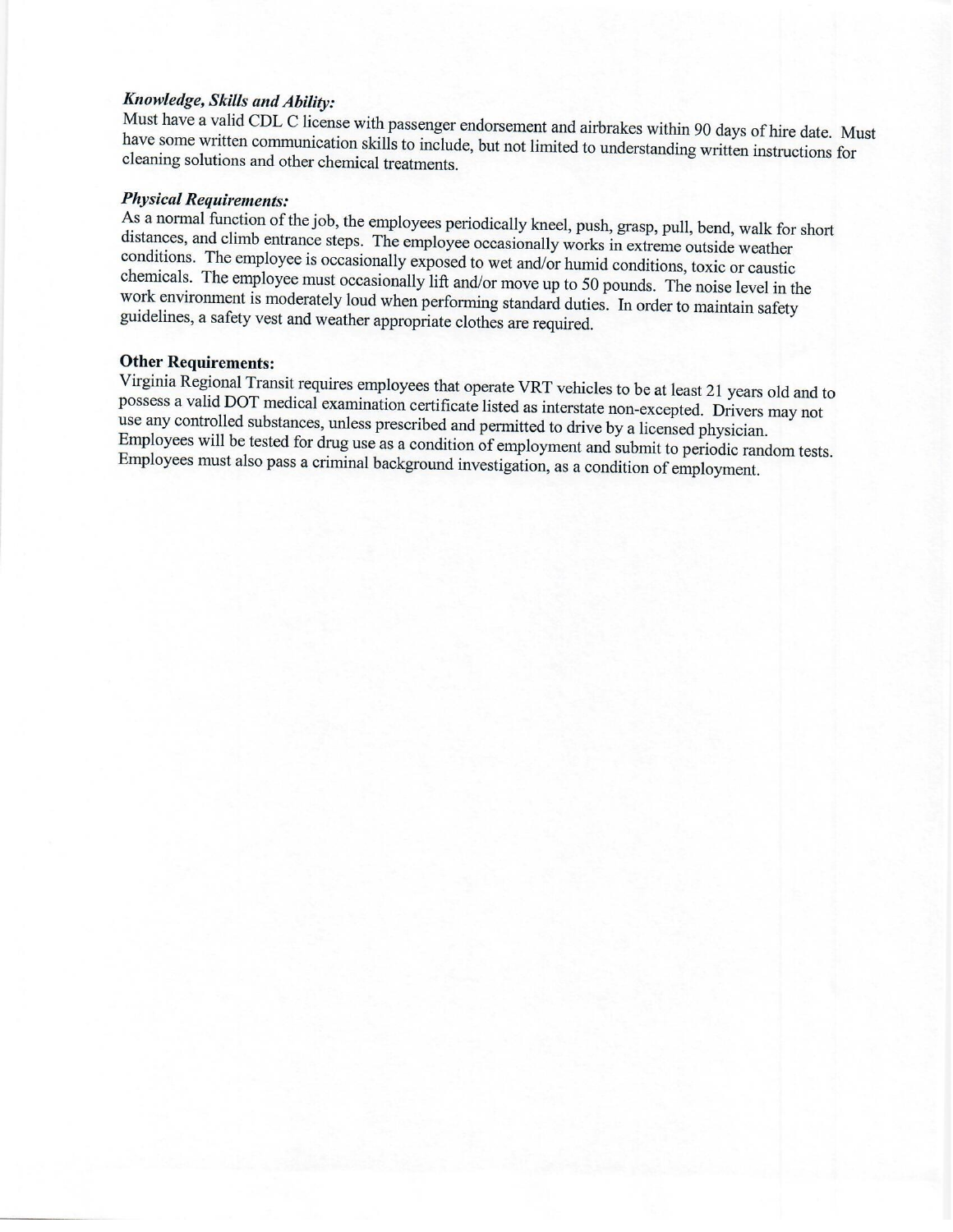***Knowledge, Skills and Ability:***

Must have a valid CDL C license with passenger endorsement and airbrakes within 90 days of hire date. Must have some written communication skills to include, but not limited to understanding written instructions for cleaning solutions and other chemical treatments.

***Physical Requirements:***

As a normal function of the job, the employees periodically kneel, push, grasp, pull, bend, walk for short distances, and climb entrance steps. The employee occasionally works in extreme outside weather conditions. The employee is occasionally exposed to wet and/or humid conditions, toxic or caustic chemicals. The employee must occasionally lift and/or move up to 50 pounds. The noise level in the work environment is moderately loud when performing standard duties. In order to maintain safety guidelines, a safety vest and weather appropriate clothes are required.

**Other Requirements:**

Virginia Regional Transit requires employees that operate VRT vehicles to be at least 21 years old and to possess a valid DOT medical examination certificate listed as interstate non-excepted. Drivers may not use any controlled substances, unless prescribed and permitted to drive by a licensed physician. Employees will be tested for drug use as a condition of employment and submit to periodic random tests. Employees must also pass a criminal background investigation, as a condition of employment.